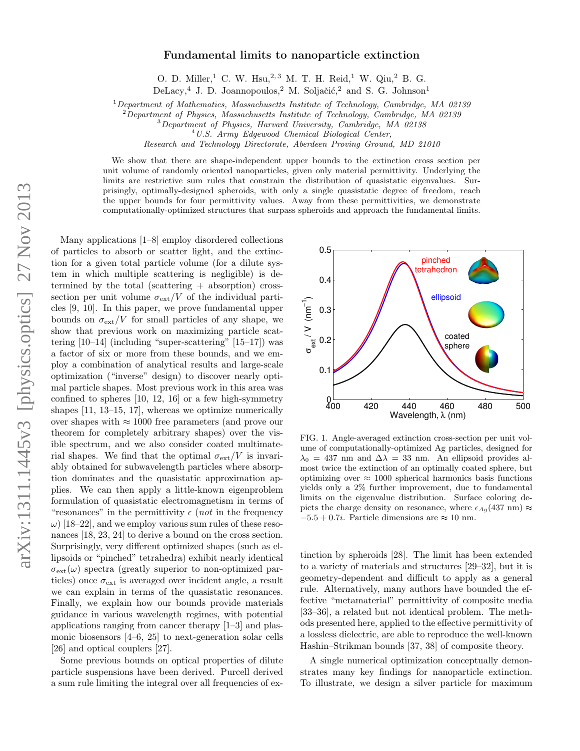# Fundamental limits to nanoparticle extinction

O. D. Miller,[1] C. W. Hsu,[2,3] M. T. H. Reid,[1] W. Qiu,[2] B. G. DeLacy,[4] J. D. Joannopoulos,[2] M. Soljačić,[2] and S. G. Johnson[1]

[1] *Department of Mathematics, Massachusetts Institute of Technology, Cambridge, MA 02139*
[2] *Department of Physics, Massachusetts Institute of Technology, Cambridge, MA 02139*
[3] *Department of Physics, Harvard University, Cambridge, MA 02138*
[4] *U.S. Army Edgewood Chemical Biological Center, Research and Technology Directorate, Aberdeen Proving Ground, MD 21010*

We show that there are shape-independent upper bounds to the extinction cross section per unit volume of randomly oriented nanoparticles, given only material permittivity. Underlying the limits are restrictive sum rules that constrain the distribution of quasistatic eigenvalues. Surprisingly, optimally-designed spheroids, with only a single quasistatic degree of freedom, reach the upper bounds for four permittivity values. Away from these permittivities, we demonstrate computationally-optimized structures that surpass spheroids and approach the fundamental limits.

Many applications [1–8] employ disordered collections of particles to absorb or scatter light, and the extinction for a given total particle volume (for a dilute system in which multiple scattering is negligible) is determined by the total (scattering + absorption) cross-section per unit volume $\sigma_{\text{ext}}/V$ of the individual particles [9, 10]. In this paper, we prove fundamental upper bounds on $\sigma_{\text{ext}}/V$ for small particles of any shape, we show that previous work on maximizing particle scattering [10–14] (including "super-scattering" [15–17]) was a factor of six or more from these bounds, and we employ a combination of analytical results and large-scale optimization ("inverse" design) to discover nearly optimal particle shapes. Most previous work in this area was confined to spheres [10, 12, 16] or a few high-symmetry shapes [11, 13–15, 17], whereas we optimize numerically over shapes with $\approx 1000$ free parameters (and prove our theorem for completely arbitrary shapes) over the visible spectrum, and we also consider coated multimaterial shapes. We find that the optimal $\sigma_{\text{ext}}/V$ is invariably obtained for subwavelength particles where absorption dominates and the quasistatic approximation applies. We can then apply a little-known eigenproblem formulation of quasistatic electromagnetism in terms of "resonances" in the permittivity $\epsilon$ (*not* in the frequency $\omega$) [18–22], and we employ various sum rules of these resonances [18, 23, 24] to derive a bound on the cross section. Surprisingly, very different optimized shapes (such as ellipsoids or "pinched" tetrahedra) exhibit nearly identical $\sigma_{\text{ext}}(\omega)$ spectra (greatly superior to non-optimized particles) once $\sigma_{\text{ext}}$ is averaged over incident angle, a result we can explain in terms of the quasistatic resonances. Finally, we explain how our bounds provide materials guidance in various wavelength regimes, with potential applications ranging from cancer therapy [1–3] and plasmonic biosensors [4–6, 25] to next-generation solar cells [26] and optical couplers [27].

Some previous bounds on optical properties of dilute particle suspensions have been derived. Purcell derived a sum rule limiting the integral over all frequencies of extinction by spheroids [28]. The limit has been extended to a variety of materials and structures [29–32], but it is geometry-dependent and difficult to apply as a general rule. Alternatively, many authors have bounded the effective "metamaterial" permittivity of composite media [33–36], a related but not identical problem. The methods presented here, applied to the effective permittivity of a lossless dielectric, are able to reproduce the well-known Hashin–Strikman bounds [37, 38] of composite theory.

FIG. 1. Angle-averaged extinction cross-section per unit volume of computationally-optimized Ag particles, designed for $\lambda_0 = 437$ nm and $\Delta\lambda = 33$ nm. An ellipsoid provides almost twice the extinction of an optimally coated sphere, but optimizing over $\approx 1000$ spherical harmonics basis functions yields only a 2% further improvement, due to fundamental limits on the eigenvalue distribution. Surface coloring depicts the charge density on resonance, where $\epsilon_{Ag}(437\text{ nm}) \approx -5.5 + 0.7i$. Particle dimensions are $\approx 10$ nm.

A single numerical optimization conceptually demonstrates many key findings for nanoparticle extinction. To illustrate, we design a silver particle for maximum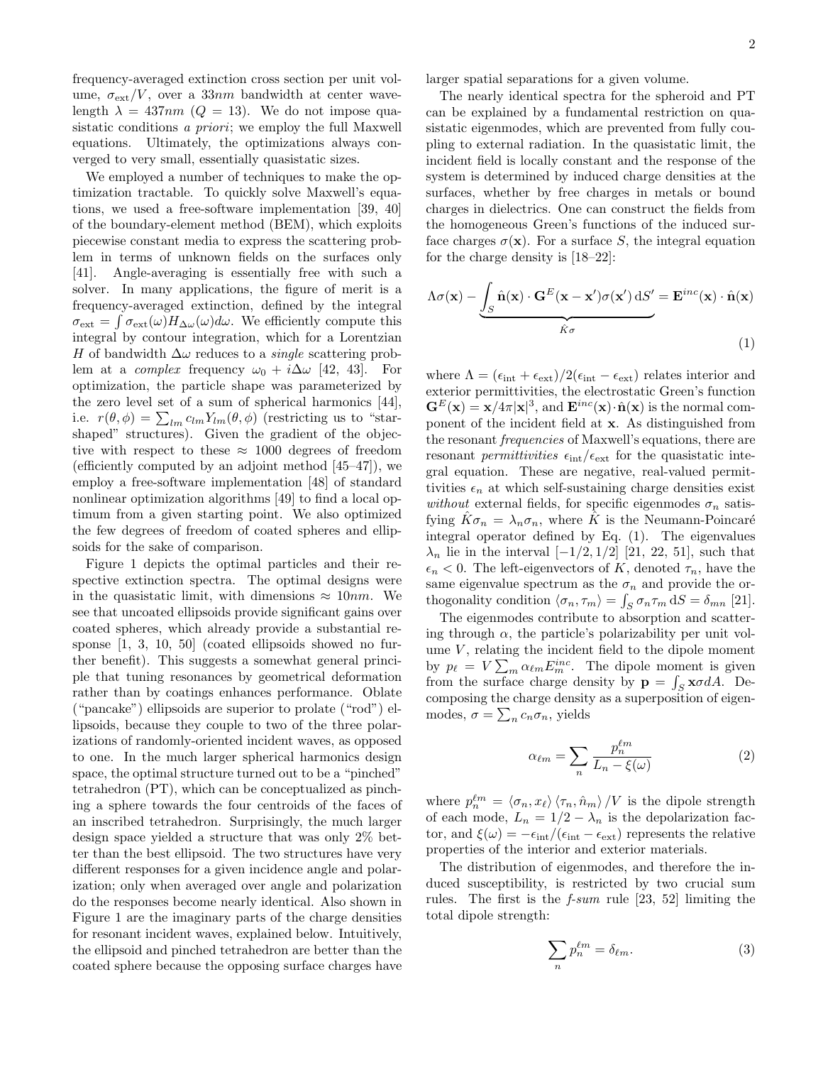frequency-averaged extinction cross section per unit volume, $\sigma_{\text{ext}}/V$, over a $33nm$ bandwidth at center wavelength $\lambda = 437nm$ ($Q = 13$). We do not impose quasistatic conditions *a priori*; we employ the full Maxwell equations. Ultimately, the optimizations always converged to very small, essentially quasistatic sizes.

We employed a number of techniques to make the optimization tractable. To quickly solve Maxwell's equations, we used a free-software implementation [39, 40] of the boundary-element method (BEM), which exploits piecewise constant media to express the scattering problem in terms of unknown fields on the surfaces only [41]. Angle-averaging is essentially free with such a solver. In many applications, the figure of merit is a frequency-averaged extinction, defined by the integral $\sigma_{\text{ext}} = \int \sigma_{\text{ext}}(\omega) H_{\Delta\omega}(\omega) d\omega$. We efficiently compute this integral by contour integration, which for a Lorentzian $H$ of bandwidth $\Delta\omega$ reduces to a *single* scattering problem at a *complex* frequency $\omega_0 + i\Delta\omega$ [42, 43]. For optimization, the particle shape was parameterized by the zero level set of a sum of spherical harmonics [44], i.e. $r(\theta,\phi) = \sum_{lm} c_{lm} Y_{lm}(\theta,\phi)$ (restricting us to "star-shaped" structures). Given the gradient of the objective with respect to these $\approx 1000$ degrees of freedom (efficiently computed by an adjoint method [45–47]), we employ a free-software implementation [48] of standard nonlinear optimization algorithms [49] to find a local optimum from a given starting point. We also optimized the few degrees of freedom of coated spheres and ellipsoids for the sake of comparison.

Figure 1 depicts the optimal particles and their respective extinction spectra. The optimal designs were in the quasistatic limit, with dimensions $\approx 10nm$. We see that uncoated ellipsoids provide significant gains over coated spheres, which already provide a substantial response [1, 3, 10, 50] (coated ellipsoids showed no further benefit). This suggests a somewhat general principle that tuning resonances by geometrical deformation rather than by coatings enhances performance. Oblate ("pancake") ellipsoids are superior to prolate ("rod") ellipsoids, because they couple to two of the three polarizations of randomly-oriented incident waves, as opposed to one. In the much larger spherical harmonics design space, the optimal structure turned out to be a "pinched" tetrahedron (PT), which can be conceptualized as pinching a sphere towards the four centroids of the faces of an inscribed tetrahedron. Surprisingly, the much larger design space yielded a structure that was only 2% better than the best ellipsoid. The two structures have very different responses for a given incidence angle and polarization; only when averaged over angle and polarization do the responses become nearly identical. Also shown in Figure 1 are the imaginary parts of the charge densities for resonant incident waves, explained below. Intuitively, the ellipsoid and pinched tetrahedron are better than the coated sphere because the opposing surface charges have larger spatial separations for a given volume.

The nearly identical spectra for the spheroid and PT can be explained by a fundamental restriction on quasistatic eigenmodes, which are prevented from fully coupling to external radiation. In the quasistatic limit, the incident field is locally constant and the response of the system is determined by induced charge densities at the surfaces, whether by free charges in metals or bound charges in dielectrics. One can construct the fields from the homogeneous Green's functions of the induced surface charges $\sigma(\mathbf{x})$. For a surface $S$, the integral equation for the charge density is [18–22]:

$$\Lambda\sigma(\mathbf{x}) - \underbrace{\int_S \hat{\mathbf{n}}(\mathbf{x}) \cdot \mathbf{G}^E(\mathbf{x}-\mathbf{x}')\sigma(\mathbf{x}')\,\mathrm{d}S'}_{\hat{K}\sigma} = \mathbf{E}^{inc}(\mathbf{x}) \cdot \hat{\mathbf{n}}(\mathbf{x}) \tag{1}$$

where $\Lambda = (\epsilon_{\text{int}} + \epsilon_{\text{ext}})/2(\epsilon_{\text{int}} - \epsilon_{\text{ext}})$ relates interior and exterior permittivities, the electrostatic Green's function $\mathbf{G}^E(\mathbf{x}) = \mathbf{x}/4\pi|\mathbf{x}|^3$, and $\mathbf{E}^{inc}(\mathbf{x}) \cdot \hat{\mathbf{n}}(\mathbf{x})$ is the normal component of the incident field at $\mathbf{x}$. As distinguished from the resonant *frequencies* of Maxwell's equations, there are resonant *permittivities* $\epsilon_{\text{int}}/\epsilon_{\text{ext}}$ for the quasistatic integral equation. These are negative, real-valued permittivities $\epsilon_n$ at which self-sustaining charge densities exist *without* external fields, for specific eigenmodes $\sigma_n$ satisfying $\hat{K}\sigma_n = \lambda_n \sigma_n$, where $\hat{K}$ is the Neumann-Poincaré integral operator defined by Eq. (1). The eigenvalues $\lambda_n$ lie in the interval $[-1/2, 1/2]$ [21, 22, 51], such that $\epsilon_n < 0$. The left-eigenvectors of $K$, denoted $\tau_n$, have the same eigenvalue spectrum as the $\sigma_n$ and provide the orthogonality condition $\langle \sigma_n, \tau_m \rangle = \int_S \sigma_n \tau_m \,\mathrm{d}S = \delta_{mn}$ [21].

The eigenmodes contribute to absorption and scattering through $\alpha$, the particle's polarizability per unit volume $V$, relating the incident field to the dipole moment by $p_\ell = V \sum_m \alpha_{\ell m} E_m^{inc}$. The dipole moment is given from the surface charge density by $\mathbf{p} = \int_S \mathbf{x}\sigma dA$. Decomposing the charge density as a superposition of eigenmodes, $\sigma = \sum_n c_n \sigma_n$, yields

$$\alpha_{\ell m} = \sum_n \frac{p_n^{\ell m}}{L_n - \xi(\omega)} \tag{2}$$

where $p_n^{\ell m} = \langle \sigma_n, x_\ell \rangle \langle \tau_n, \hat{n}_m \rangle / V$ is the dipole strength of each mode, $L_n = 1/2 - \lambda_n$ is the depolarization factor, and $\xi(\omega) = -\epsilon_{\text{int}}/(\epsilon_{\text{int}} - \epsilon_{\text{ext}})$ represents the relative properties of the interior and exterior materials.

The distribution of eigenmodes, and therefore the induced susceptibility, is restricted by two crucial sum rules. The first is the *f-sum* rule [23, 52] limiting the total dipole strength:

$$\sum_n p_n^{\ell m} = \delta_{\ell m}. \tag{3}$$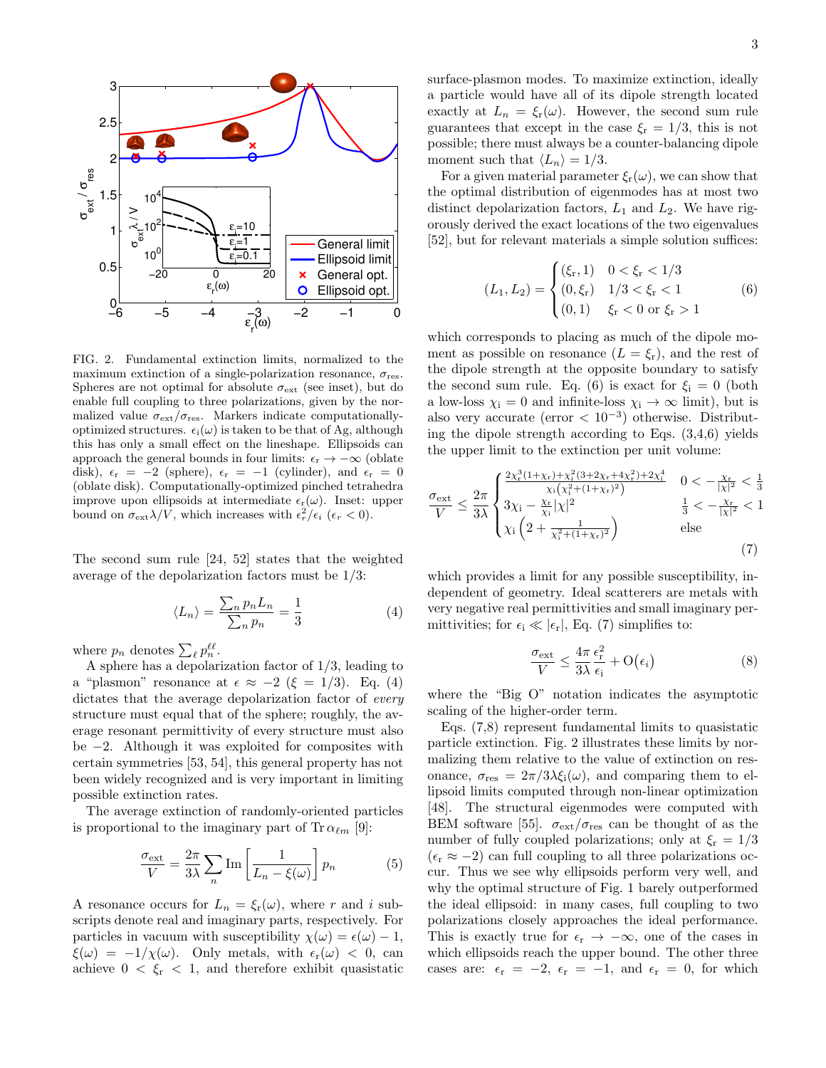FIG. 2. Fundamental extinction limits, normalized to the maximum extinction of a single-polarization resonance, $\sigma_{\text{res}}$. Spheres are not optimal for absolute $\sigma_{\text{ext}}$ (see inset), but do enable full coupling to three polarizations, given by the normalized value $\sigma_{\text{ext}}/\sigma_{\text{res}}$. Markers indicate computationally-optimized structures. $\epsilon_{\text{i}}(\omega)$ is taken to be that of Ag, although this has only a small effect on the lineshape. Ellipsoids can approach the general bounds in four limits: $\epsilon_{\text{r}} \to -\infty$ (oblate disk), $\epsilon_{\text{r}} = -2$ (sphere), $\epsilon_{\text{r}} = -1$ (cylinder), and $\epsilon_{\text{r}} = 0$ (oblate disk). Computationally-optimized pinched tetrahedra improve upon ellipsoids at intermediate $\epsilon_{\text{r}}(\omega)$. Inset: upper bound on $\sigma_{\text{ext}}\lambda/V$, which increases with $\epsilon_{\text{r}}^2/\epsilon_{\text{i}}$ ($\epsilon_r < 0$).

The second sum rule [24, 52] states that the weighted average of the depolarization factors must be 1/3:

$$\langle L_n \rangle = \frac{\sum_n p_n L_n}{\sum_n p_n} = \frac{1}{3} \tag{4}$$

where $p_n$ denotes $\sum_\ell p_n^{\ell\ell}$.

A sphere has a depolarization factor of 1/3, leading to a "plasmon" resonance at $\epsilon \approx -2$ ($\xi = 1/3$). Eq. (4) dictates that the average depolarization factor of *every* structure must equal that of the sphere; roughly, the average resonant permittivity of every structure must also be $-2$. Although it was exploited for composites with certain symmetries [53, 54], this general property has not been widely recognized and is very important in limiting possible extinction rates.

The average extinction of randomly-oriented particles is proportional to the imaginary part of $\operatorname{Tr} \alpha_{\ell m}$ [9]:

$$\frac{\sigma_{\text{ext}}}{V} = \frac{2\pi}{3\lambda} \sum_n \operatorname{Im}\left[\frac{1}{L_n - \xi(\omega)}\right] p_n \tag{5}$$

A resonance occurs for $L_n = \xi_{\text{r}}(\omega)$, where $r$ and $i$ subscripts denote real and imaginary parts, respectively. For particles in vacuum with susceptibility $\chi(\omega) = \epsilon(\omega) - 1$, $\xi(\omega) = -1/\chi(\omega)$. Only metals, with $\epsilon_{\text{r}}(\omega) < 0$, can achieve $0 < \xi_{\text{r}} < 1$, and therefore exhibit quasistatic surface-plasmon modes. To maximize extinction, ideally a particle would have all of its dipole strength located exactly at $L_n = \xi_{\text{r}}(\omega)$. However, the second sum rule guarantees that except in the case $\xi_{\text{r}} = 1/3$, this is not possible; there must always be a counter-balancing dipole moment such that $\langle L_n \rangle = 1/3$.

For a given material parameter $\xi_{\text{r}}(\omega)$, we can show that the optimal distribution of eigenmodes has at most two distinct depolarization factors, $L_1$ and $L_2$. We have rigorously derived the exact locations of the two eigenvalues [52], but for relevant materials a simple solution suffices:

$$(L_1, L_2) = \begin{cases} (\xi_{\text{r}}, 1) & 0 < \xi_{\text{r}} < 1/3 \\ (0, \xi_{\text{r}}) & 1/3 < \xi_{\text{r}} < 1 \\ (0, 1) & \xi_{\text{r}} < 0 \text{ or } \xi_{\text{r}} > 1 \end{cases} \tag{6}$$

which corresponds to placing as much of the dipole moment as possible on resonance ($L = \xi_{\text{r}}$), and the rest of the dipole strength at the opposite boundary to satisfy the second sum rule. Eq. (6) is exact for $\xi_{\text{i}} = 0$ (both a low-loss $\chi_{\text{i}} = 0$ and infinite-loss $\chi_{\text{i}} \to \infty$ limit), but is also very accurate (error $< 10^{-3}$) otherwise. Distributing the dipole strength according to Eqs. (3,4,6) yields the upper limit to the extinction per unit volume:

$$\frac{\sigma_{\text{ext}}}{V} \leq \frac{2\pi}{3\lambda} \begin{cases} \frac{2\chi_{\text{r}}^3(1+\chi_{\text{r}})+\chi_{\text{i}}^2(3+2\chi_{\text{r}}+4\chi_{\text{r}}^2)+2\chi_{\text{i}}^4}{\chi_{\text{i}}\left(\chi_{\text{i}}^2+(1+\chi_{\text{r}})^2\right)} & 0 < -\frac{\chi_{\text{r}}}{|\chi|^2} < \frac{1}{3} \\ 3\chi_{\text{i}} - \frac{\chi_{\text{r}}}{\chi_{\text{i}}}|\chi|^2 & \frac{1}{3} < -\frac{\chi_{\text{r}}}{|\chi|^2} < 1 \\ \chi_{\text{i}}\left(2 + \frac{1}{\chi_{\text{i}}^2+(1+\chi_{\text{r}})^2}\right) & \text{else} \end{cases} \tag{7}$$

which provides a limit for any possible susceptibility, independent of geometry. Ideal scatterers are metals with very negative real permittivities and small imaginary permittivities; for $\epsilon_{\text{i}} \ll |\epsilon_{\text{r}}|$, Eq. (7) simplifies to:

$$\frac{\sigma_{\text{ext}}}{V} \leq \frac{4\pi}{3\lambda}\frac{\epsilon_{\text{r}}^2}{\epsilon_{\text{i}}} + \mathrm{O}(\epsilon_i) \tag{8}$$

where the "Big O" notation indicates the asymptotic scaling of the higher-order term.

Eqs. (7,8) represent fundamental limits to quasistatic particle extinction. Fig. 2 illustrates these limits by normalizing them relative to the value of extinction on resonance, $\sigma_{\text{res}} = 2\pi/3\lambda\xi_{\text{i}}(\omega)$, and comparing them to ellipsoid limits computed through non-linear optimization [48]. The structural eigenmodes were computed with BEM software [55]. $\sigma_{\text{ext}}/\sigma_{\text{res}}$ can be thought of as the number of fully coupled polarizations; only at $\xi_{\text{r}} = 1/3$ ($\epsilon_{\text{r}} \approx -2$) can full coupling to all three polarizations occur. Thus we see why ellipsoids perform very well, and why the optimal structure of Fig. 1 barely outperformed the ideal ellipsoid: in many cases, full coupling to two polarizations closely approaches the ideal performance. This is exactly true for $\epsilon_{\text{r}} \to -\infty$, one of the cases in which ellipsoids reach the upper bound. The other three cases are: $\epsilon_{\text{r}} = -2$, $\epsilon_{\text{r}} = -1$, and $\epsilon_{\text{r}} = 0$, for which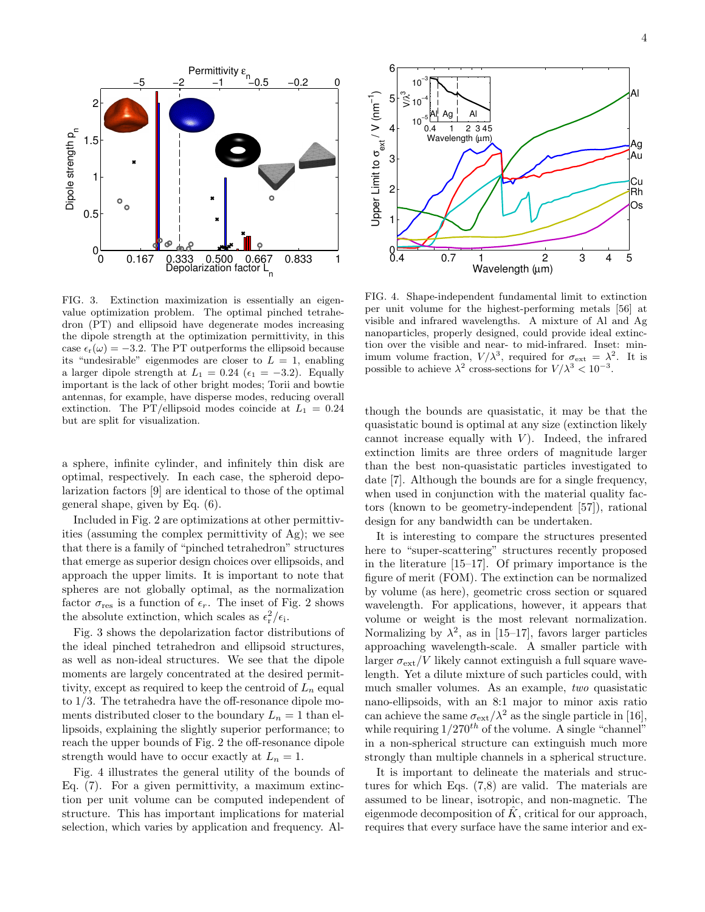FIG. 3. Extinction maximization is essentially an eigenvalue optimization problem. The optimal pinched tetrahedron (PT) and ellipsoid have degenerate modes increasing the dipole strength at the optimization permittivity, in this case $\epsilon_r(\omega) = -3.2$. The PT outperforms the ellipsoid because its "undesirable" eigenmodes are closer to $L = 1$, enabling a larger dipole strength at $L_1 = 0.24$ ($\epsilon_1 = -3.2$). Equally important is the lack of other bright modes; Torii and bowtie antennas, for example, have disperse modes, reducing overall extinction. The PT/ellipsoid modes coincide at $L_1 = 0.24$ but are split for visualization.

FIG. 4. Shape-independent fundamental limit to extinction per unit volume for the highest-performing metals [56] at visible and infrared wavelengths. A mixture of Al and Ag nanoparticles, properly designed, could provide ideal extinction over the visible and near- to mid-infrared. Inset: minimum volume fraction, $V/\lambda^3$, required for $\sigma_{\text{ext}} = \lambda^2$. It is possible to achieve $\lambda^2$ cross-sections for $V/\lambda^3 < 10^{-3}$.

a sphere, infinite cylinder, and infinitely thin disk are optimal, respectively. In each case, the spheroid depolarization factors [9] are identical to those of the optimal general shape, given by Eq. (6).

Included in Fig. 2 are optimizations at other permittivities (assuming the complex permittivity of Ag); we see that there is a family of "pinched tetrahedron" structures that emerge as superior design choices over ellipsoids, and approach the upper limits. It is important to note that spheres are not globally optimal, as the normalization factor $\sigma_{\text{res}}$ is a function of $\epsilon_r$. The inset of Fig. 2 shows the absolute extinction, which scales as $\epsilon_r^2/\epsilon_i$.

Fig. 3 shows the depolarization factor distributions of the ideal pinched tetrahedron and ellipsoid structures, as well as non-ideal structures. We see that the dipole moments are largely concentrated at the desired permittivity, except as required to keep the centroid of $L_n$ equal to 1/3. The tetrahedra have the off-resonance dipole moments distributed closer to the boundary $L_n = 1$ than ellipsoids, explaining the slightly superior performance; to reach the upper bounds of Fig. 2 the off-resonance dipole strength would have to occur exactly at $L_n = 1$.

Fig. 4 illustrates the general utility of the bounds of Eq. (7). For a given permittivity, a maximum extinction per unit volume can be computed independent of structure. This has important implications for material selection, which varies by application and frequency. Although the bounds are quasistatic, it may be that the quasistatic bound is optimal at any size (extinction likely cannot increase equally with $V$). Indeed, the infrared extinction limits are three orders of magnitude larger than the best non-quasistatic particles investigated to date [7]. Although the bounds are for a single frequency, when used in conjunction with the material quality factors (known to be geometry-independent [57]), rational design for any bandwidth can be undertaken.

It is interesting to compare the structures presented here to "super-scattering" structures recently proposed in the literature [15–17]. Of primary importance is the figure of merit (FOM). The extinction can be normalized by volume (as here), geometric cross section or squared wavelength. For applications, however, it appears that volume or weight is the most relevant normalization. Normalizing by $\lambda^2$, as in [15–17], favors larger particles approaching wavelength-scale. A smaller particle with larger $\sigma_{\text{ext}}/V$ likely cannot extinguish a full square wavelength. Yet a dilute mixture of such particles could, with much smaller volumes. As an example, *two* quasistatic nano-ellipsoids, with an 8:1 major to minor axis ratio can achieve the same $\sigma_{\text{ext}}/\lambda^2$ as the single particle in [16], while requiring $1/270^{th}$ of the volume. A single "channel" in a non-spherical structure can extinguish much more strongly than multiple channels in a spherical structure.

It is important to delineate the materials and structures for which Eqs. (7,8) are valid. The materials are assumed to be linear, isotropic, and non-magnetic. The eigenmode decomposition of $\hat{K}$, critical for our approach, requires that every surface have the same interior and ex-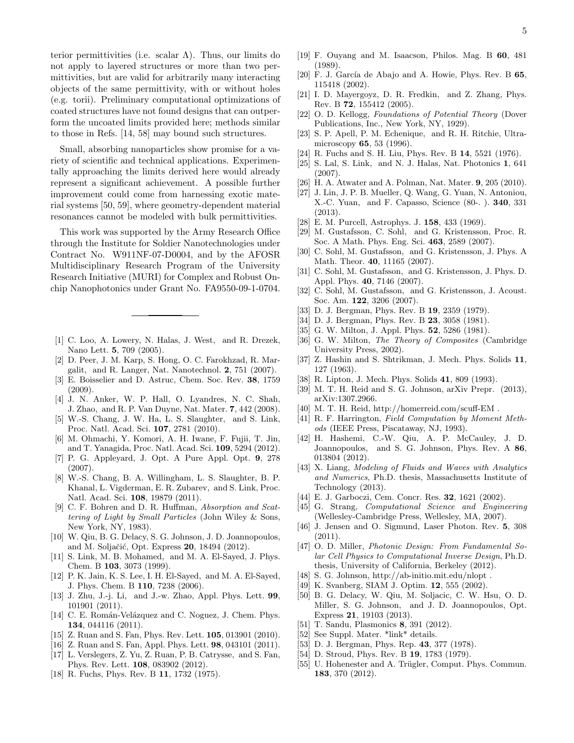terior permittivities (i.e. scalar $\Lambda$). Thus, our limits do not apply to layered structures or more than two permittivities, but are valid for arbitrarily many interacting objects of the same permittivity, with or without holes (e.g. torii). Preliminary computational optimizations of coated structures have not found designs that can outperform the uncoated limits provided here; methods similar to those in Refs. [14, 58] may bound such structures.

Small, absorbing nanoparticles show promise for a variety of scientific and technical applications. Experimentally approaching the limits derived here would already represent a significant achievement. A possible further improvement could come from harnessing exotic material systems [50, 59], where geometry-dependent material resonances cannot be modeled with bulk permittivities.

This work was supported by the Army Research Office through the Institute for Soldier Nanotechnologies under Contract No. W911NF-07-D0004, and by the AFOSR Multidisciplinary Research Program of the University Research Initiative (MURI) for Complex and Robust On-chip Nanophotonics under Grant No. FA9550-09-1-0704.

---

[1] C. Loo, A. Lowery, N. Halas, J. West, and R. Drezek, Nano Lett. **5**, 709 (2005).

[2] D. Peer, J. M. Karp, S. Hong, O. C. Farokhzad, R. Margalit, and R. Langer, Nat. Nanotechnol. **2**, 751 (2007).

[3] E. Boisselier and D. Astruc, Chem. Soc. Rev. **38**, 1759 (2009).

[4] J. N. Anker, W. P. Hall, O. Lyandres, N. C. Shah, J. Zhao, and R. P. Van Duyne, Nat. Mater. **7**, 442 (2008).

[5] W.-S. Chang, J. W. Ha, L. S. Slaughter, and S. Link, Proc. Natl. Acad. Sci. **107**, 2781 (2010).

[6] M. Ohmachi, Y. Komori, A. H. Iwane, F. Fujii, T. Jin, and T. Yanagida, Proc. Natl. Acad. Sci. **109**, 5294 (2012).

[7] P. G. Appleyard, J. Opt. A Pure Appl. Opt. **9**, 278 (2007).

[8] W.-S. Chang, B. A. Willingham, L. S. Slaughter, B. P. Khanal, L. Vigderman, E. R. Zubarev, and S. Link, Proc. Natl. Acad. Sci. **108**, 19879 (2011).

[9] C. F. Bohren and D. R. Huffman, *Absorption and Scattering of Light by Small Particles* (John Wiley & Sons, New York, NY, 1983).

[10] W. Qiu, B. G. Delacy, S. G. Johnson, J. D. Joannopoulos, and M. Soljačić, Opt. Express **20**, 18494 (2012).

[11] S. Link, M. B. Mohamed, and M. A. El-Sayed, J. Phys. Chem. B **103**, 3073 (1999).

[12] P. K. Jain, K. S. Lee, I. H. El-Sayed, and M. A. El-Sayed, J. Phys. Chem. B **110**, 7238 (2006).

[13] J. Zhu, J.-j. Li, and J.-w. Zhao, Appl. Phys. Lett. **99**, 101901 (2011).

[14] C. E. Román-Velázquez and C. Noguez, J. Chem. Phys. **134**, 044116 (2011).

[15] Z. Ruan and S. Fan, Phys. Rev. Lett. **105**, 013901 (2010).

[16] Z. Ruan and S. Fan, Appl. Phys. Lett. **98**, 043101 (2011).

[17] L. Verslegers, Z. Yu, Z. Ruan, P. B. Catrysse, and S. Fan, Phys. Rev. Lett. **108**, 083902 (2012).

[18] R. Fuchs, Phys. Rev. B **11**, 1732 (1975).

[19] F. Ouyang and M. Isaacson, Philos. Mag. B **60**, 481 (1989).

[20] F. J. García de Abajo and A. Howie, Phys. Rev. B **65**, 115418 (2002).

[21] I. D. Mayergoyz, D. R. Fredkin, and Z. Zhang, Phys. Rev. B **72**, 155412 (2005).

[22] O. D. Kellogg, *Foundations of Potential Theory* (Dover Publications, Inc., New York, NY, 1929).

[23] S. P. Apell, P. M. Echenique, and R. H. Ritchie, Ultramicroscopy **65**, 53 (1996).

[24] R. Fuchs and S. H. Liu, Phys. Rev. B **14**, 5521 (1976).

[25] S. Lal, S. Link, and N. J. Halas, Nat. Photonics **1**, 641 (2007).

[26] H. A. Atwater and A. Polman, Nat. Mater. **9**, 205 (2010).

[27] J. Lin, J. P. B. Mueller, Q. Wang, G. Yuan, N. Antoniou, X.-C. Yuan, and F. Capasso, Science (80-. ). **340**, 331 (2013).

[28] E. M. Purcell, Astrophys. J. **158**, 433 (1969).

[29] M. Gustafsson, C. Sohl, and G. Kristensson, Proc. R. Soc. A Math. Phys. Eng. Sci. **463**, 2589 (2007).

[30] C. Sohl, M. Gustafsson, and G. Kristensson, J. Phys. A Math. Theor. **40**, 11165 (2007).

[31] C. Sohl, M. Gustafsson, and G. Kristensson, J. Phys. D. Appl. Phys. **40**, 7146 (2007).

[32] C. Sohl, M. Gustafsson, and G. Kristensson, J. Acoust. Soc. Am. **122**, 3206 (2007).

[33] D. J. Bergman, Phys. Rev. B **19**, 2359 (1979).

[34] D. J. Bergman, Phys. Rev. B **23**, 3058 (1981).

[35] G. W. Milton, J. Appl. Phys. **52**, 5286 (1981).

[36] G. W. Milton, *The Theory of Composites* (Cambridge University Press, 2002).

[37] Z. Hashin and S. Shtrikman, J. Mech. Phys. Solids **11**, 127 (1963).

[38] R. Lipton, J. Mech. Phys. Solids **41**, 809 (1993).

[39] M. T. H. Reid and S. G. Johnson, arXiv Prepr. (2013), arXiv:1307.2966.

[40] M. T. H. Reid, http://homerreid.com/scuff-EM .

[41] R. F. Harrington, *Field Computation by Moment Methods* (IEEE Press, Piscataway, NJ, 1993).

[42] H. Hashemi, C.-W. Qiu, A. P. McCauley, J. D. Joannopoulos, and S. G. Johnson, Phys. Rev. A **86**, 013804 (2012).

[43] X. Liang, *Modeling of Fluids and Waves with Analytics and Numerics*, Ph.D. thesis, Massachusetts Institute of Technology (2013).

[44] E. J. Garboczi, Cem. Concr. Res. **32**, 1621 (2002).

[45] G. Strang, *Computational Science and Engineering* (Wellesley-Cambridge Press, Wellesley, MA, 2007).

[46] J. Jensen and O. Sigmund, Laser Photon. Rev. **5**, 308 (2011).

[47] O. D. Miller, *Photonic Design: From Fundamental Solar Cell Physics to Computational Inverse Design*, Ph.D. thesis, University of California, Berkeley (2012).

[48] S. G. Johnson, http://ab-initio.mit.edu/nlopt .

[49] K. Svanberg, SIAM J. Optim. **12**, 555 (2002).

[50] B. G. Delacy, W. Qiu, M. Soljacic, C. W. Hsu, O. D. Miller, S. G. Johnson, and J. D. Joannopoulos, Opt. Express **21**, 19103 (2013).

[51] T. Sandu, Plasmonics **8**, 391 (2012).

[52] See Suppl. Mater. *link* details.

[53] D. J. Bergman, Phys. Rep. **43**, 377 (1978).

[54] D. Stroud, Phys. Rev. B **19**, 1783 (1979).

[55] U. Hohenester and A. Trügler, Comput. Phys. Commun. **183**, 370 (2012).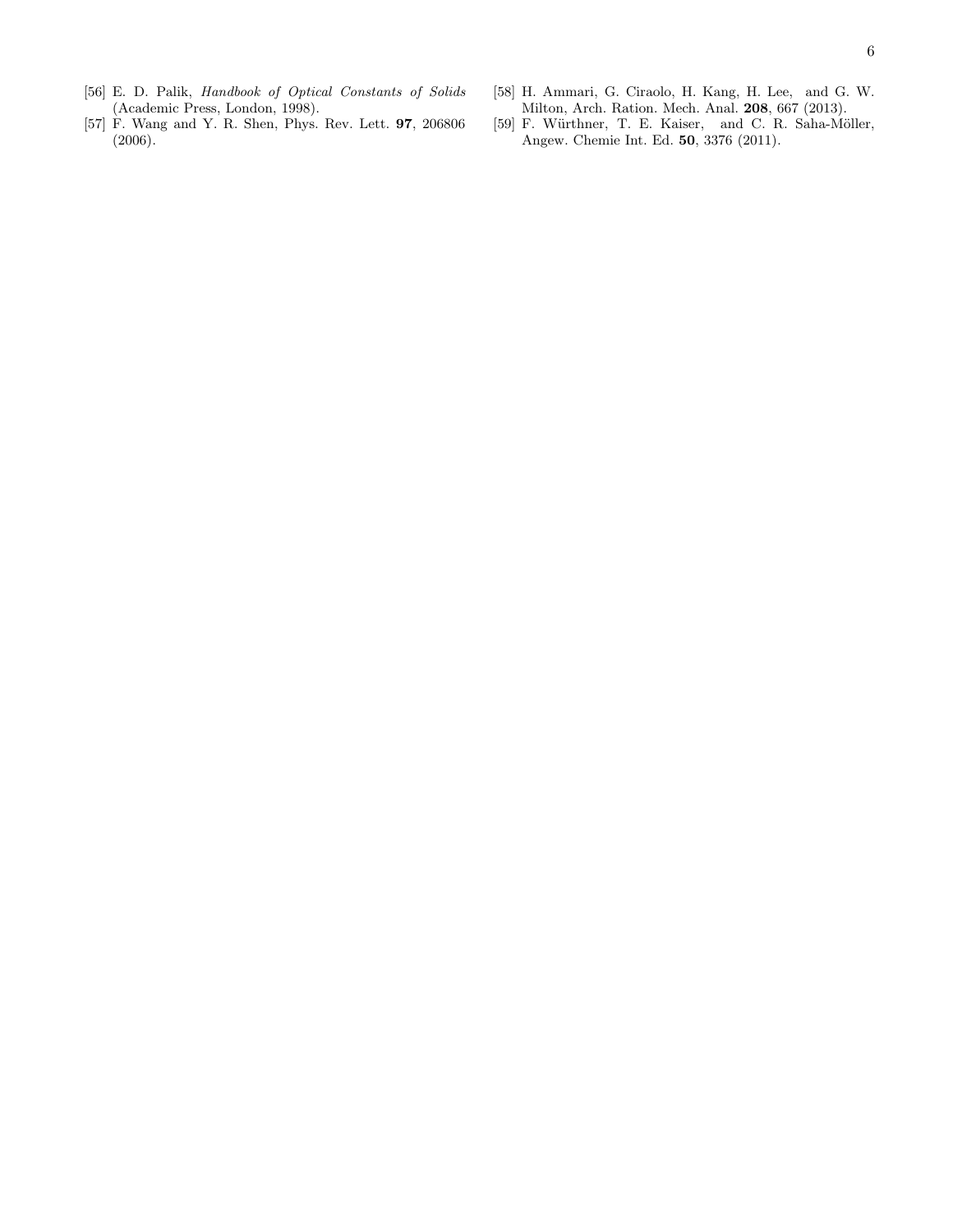[56] E. D. Palik, *Handbook of Optical Constants of Solids* (Academic Press, London, 1998).

[57] F. Wang and Y. R. Shen, Phys. Rev. Lett. **97**, 206806 (2006).

[58] H. Ammari, G. Ciraolo, H. Kang, H. Lee, and G. W. Milton, Arch. Ration. Mech. Anal. **208**, 667 (2013).

[59] F. Würthner, T. E. Kaiser, and C. R. Saha-Möller, Angew. Chemie Int. Ed. **50**, 3376 (2011).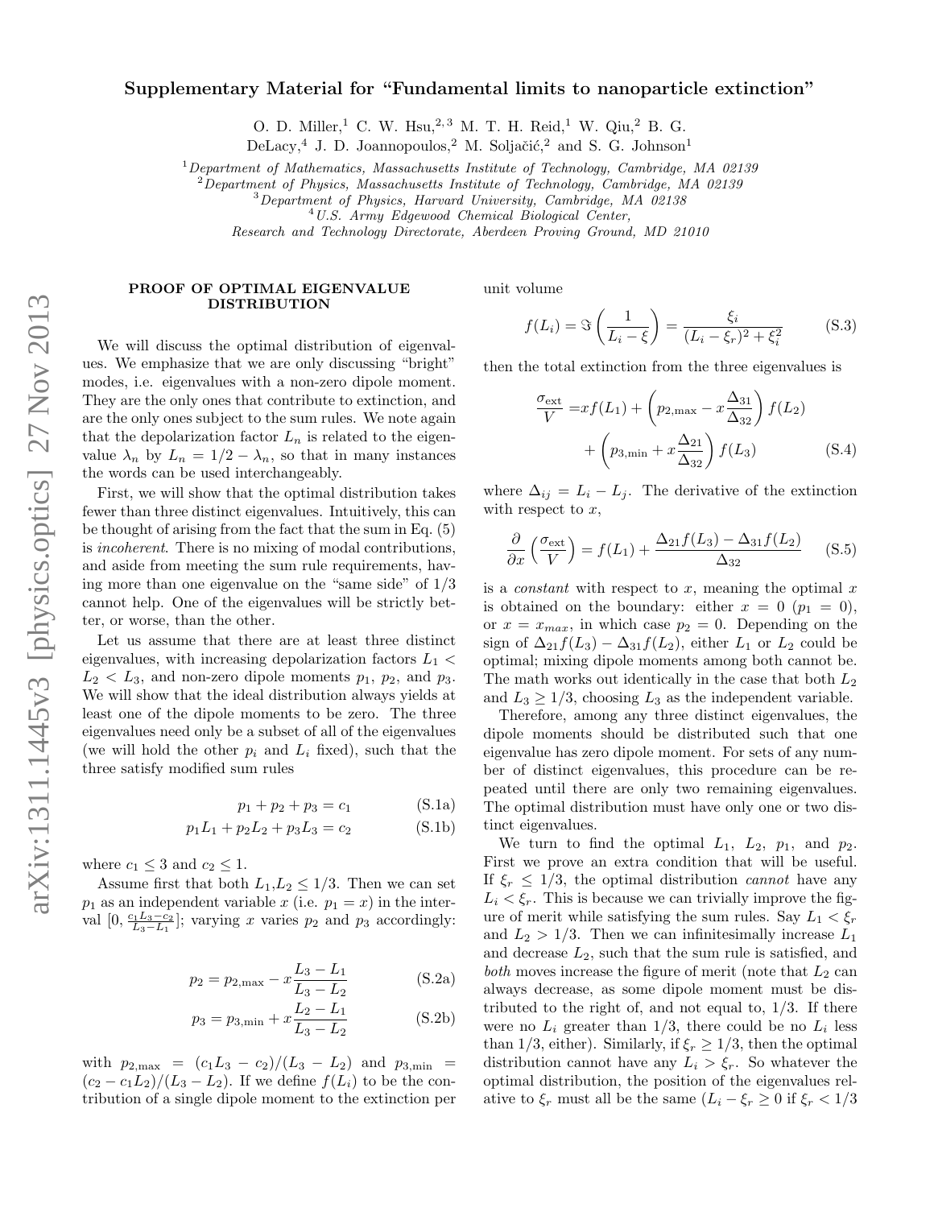# Supplementary Material for "Fundamental limits to nanoparticle extinction"

O. D. Miller,[1] C. W. Hsu,[2,3] M. T. H. Reid,[1] W. Qiu,[2] B. G. DeLacy,[4] J. D. Joannopoulos,[2] M. Soljačić,[2] and S. G. Johnson[1]

[1] *Department of Mathematics, Massachusetts Institute of Technology, Cambridge, MA 02139*
[2] *Department of Physics, Massachusetts Institute of Technology, Cambridge, MA 02139*
[3] *Department of Physics, Harvard University, Cambridge, MA 02138*
[4] *U.S. Army Edgewood Chemical Biological Center, Research and Technology Directorate, Aberdeen Proving Ground, MD 21010*

## PROOF OF OPTIMAL EIGENVALUE DISTRIBUTION

We will discuss the optimal distribution of eigenvalues. We emphasize that we are only discussing "bright" modes, i.e. eigenvalues with a non-zero dipole moment. They are the only ones that contribute to extinction, and are the only ones subject to the sum rules. We note again that the depolarization factor $L_n$ is related to the eigenvalue $\lambda_n$ by $L_n = 1/2 - \lambda_n$, so that in many instances the words can be used interchangeably.

First, we will show that the optimal distribution takes fewer than three distinct eigenvalues. Intuitively, this can be thought of arising from the fact that the sum in Eq. (5) is *incoherent*. There is no mixing of modal contributions, and aside from meeting the sum rule requirements, having more than one eigenvalue on the "same side" of 1/3 cannot help. One of the eigenvalues will be strictly better, or worse, than the other.

Let us assume that there are at least three distinct eigenvalues, with increasing depolarization factors $L_1 < L_2 < L_3$, and non-zero dipole moments $p_1$, $p_2$, and $p_3$. We will show that the ideal distribution always yields at least one of the dipole moments to be zero. The three eigenvalues need only be a subset of all of the eigenvalues (we will hold the other $p_i$ and $L_i$ fixed), such that the three satisfy modified sum rules

$$p_1 + p_2 + p_3 = c_1 \tag{S.1a}$$

$$p_1 L_1 + p_2 L_2 + p_3 L_3 = c_2 \tag{S.1b}$$

where $c_1 \leq 3$ and $c_2 \leq 1$.

Assume first that both $L_1, L_2 \leq 1/3$. Then we can set $p_1$ as an independent variable $x$ (i.e. $p_1 = x$) in the interval $[0, \frac{c_1 L_3 - c_2}{L_3 - L_1}]$; varying $x$ varies $p_2$ and $p_3$ accordingly:

$$p_2 = p_{2,\max} - x\frac{L_3 - L_1}{L_3 - L_2} \tag{S.2a}$$

$$p_3 = p_{3,\min} + x\frac{L_2 - L_1}{L_3 - L_2} \tag{S.2b}$$

with $p_{2,\max} = (c_1 L_3 - c_2)/(L_3 - L_2)$ and $p_{3,\min} = (c_2 - c_1 L_2)/(L_3 - L_2)$. If we define $f(L_i)$ to be the contribution of a single dipole moment to the extinction per unit volume

$$f(L_i) = \Im\left(\frac{1}{L_i - \xi}\right) = \frac{\xi_i}{(L_i - \xi_r)^2 + \xi_i^2} \tag{S.3}$$

then the total extinction from the three eigenvalues is

$$\begin{aligned}\frac{\sigma_{\text{ext}}}{V} =& x f(L_1) + \left(p_{2,\max} - x\frac{\Delta_{31}}{\Delta_{32}}\right) f(L_2) \\ &+ \left(p_{3,\min} + x\frac{\Delta_{21}}{\Delta_{32}}\right) f(L_3)\end{aligned} \tag{S.4}$$

where $\Delta_{ij} = L_i - L_j$. The derivative of the extinction with respect to $x$,

$$\frac{\partial}{\partial x}\left(\frac{\sigma_{\text{ext}}}{V}\right) = f(L_1) + \frac{\Delta_{21} f(L_3) - \Delta_{31} f(L_2)}{\Delta_{32}} \tag{S.5}$$

is a *constant* with respect to $x$, meaning the optimal $x$ is obtained on the boundary: either $x = 0$ ($p_1 = 0$), or $x = x_{max}$, in which case $p_2 = 0$. Depending on the sign of $\Delta_{21} f(L_3) - \Delta_{31} f(L_2)$, either $L_1$ or $L_2$ could be optimal; mixing dipole moments among both cannot be. The math works out identically in the case that both $L_2$ and $L_3 \geq 1/3$, choosing $L_3$ as the independent variable.

Therefore, among any three distinct eigenvalues, the dipole moments should be distributed such that one eigenvalue has zero dipole moment. For sets of any number of distinct eigenvalues, this procedure can be repeated until there are only two remaining eigenvalues. The optimal distribution must have only one or two distinct eigenvalues.

We turn to find the optimal $L_1$, $L_2$, $p_1$, and $p_2$. First we prove an extra condition that will be useful. If $\xi_r \leq 1/3$, the optimal distribution *cannot* have any $L_i < \xi_r$. This is because we can trivially improve the figure of merit while satisfying the sum rules. Say $L_1 < \xi_r$ and $L_2 > 1/3$. Then we can infinitesimally increase $L_1$ and decrease $L_2$, such that the sum rule is satisfied, and *both* moves increase the figure of merit (note that $L_2$ can always decrease, as some dipole moment must be distributed to the right of, and not equal to, 1/3. If there were no $L_i$ greater than 1/3, there could be no $L_i$ less than 1/3, either). Similarly, if $\xi_r \geq 1/3$, then the optimal distribution cannot have any $L_i > \xi_r$. So whatever the optimal distribution, the position of the eigenvalues relative to $\xi_r$ must all be the same ($L_i - \xi_r \geq 0$ if $\xi_r < 1/3$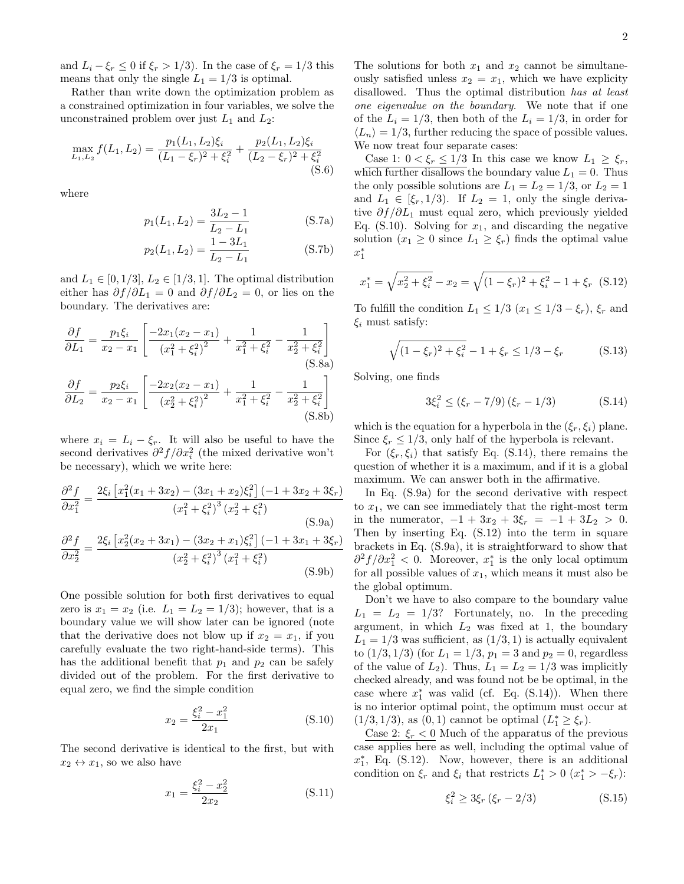and $L_i - \xi_r \leq 0$ if $\xi_r > 1/3$). In the case of $\xi_r = 1/3$ this means that only the single $L_1 = 1/3$ is optimal.

Rather than write down the optimization problem as a constrained optimization in four variables, we solve the unconstrained problem over just $L_1$ and $L_2$:

$$\max_{L_1, L_2} f(L_1, L_2) = \frac{p_1(L_1, L_2)\xi_i}{(L_1 - \xi_r)^2 + \xi_i^2} + \frac{p_2(L_1, L_2)\xi_i}{(L_2 - \xi_r)^2 + \xi_i^2} \tag{S.6}$$

where

$$p_1(L_1, L_2) = \frac{3L_2 - 1}{L_2 - L_1} \tag{S.7a}$$

$$p_2(L_1, L_2) = \frac{1 - 3L_1}{L_2 - L_1} \tag{S.7b}$$

and $L_1 \in [0, 1/3]$, $L_2 \in [1/3, 1]$. The optimal distribution either has $\partial f/\partial L_1 = 0$ and $\partial f/\partial L_2 = 0$, or lies on the boundary. The derivatives are:

$$\frac{\partial f}{\partial L_1} = \frac{p_1 \xi_i}{x_2 - x_1}\left[\frac{-2x_1(x_2 - x_1)}{\left(x_1^2 + \xi_i^2\right)^2} + \frac{1}{x_1^2 + \xi_i^2} - \frac{1}{x_2^2 + \xi_i^2}\right] \tag{S.8a}$$

$$\frac{\partial f}{\partial L_2} = \frac{p_2 \xi_i}{x_2 - x_1}\left[\frac{-2x_2(x_2 - x_1)}{\left(x_2^2 + \xi_i^2\right)^2} + \frac{1}{x_1^2 + \xi_i^2} - \frac{1}{x_2^2 + \xi_i^2}\right] \tag{S.8b}$$

where $x_i = L_i - \xi_r$. It will also be useful to have the second derivatives $\partial^2 f/\partial x_i^2$ (the mixed derivative won't be necessary), which we write here:

$$\frac{\partial^2 f}{\partial x_1^2} = \frac{2\xi_i \left[x_1^2(x_1 + 3x_2) - (3x_1 + x_2)\xi_i^2\right](-1 + 3x_2 + 3\xi_r)}{\left(x_1^2 + \xi_i^2\right)^3 \left(x_2^2 + \xi_i^2\right)} \tag{S.9a}$$

$$\frac{\partial^2 f}{\partial x_2^2} = \frac{2\xi_i \left[x_2^2(x_2 + 3x_1) - (3x_2 + x_1)\xi_i^2\right](-1 + 3x_1 + 3\xi_r)}{\left(x_2^2 + \xi_i^2\right)^3 \left(x_1^2 + \xi_i^2\right)} \tag{S.9b}$$

One possible solution for both first derivatives to equal zero is $x_1 = x_2$ (i.e. $L_1 = L_2 = 1/3$); however, that is a boundary value we will show later can be ignored (note that the derivative does not blow up if $x_2 = x_1$, if you carefully evaluate the two right-hand-side terms). This has the additional benefit that $p_1$ and $p_2$ can be safely divided out of the problem. For the first derivative to equal zero, we find the simple condition

$$x_2 = \frac{\xi_i^2 - x_1^2}{2x_1} \tag{S.10}$$

The second derivative is identical to the first, but with $x_2 \leftrightarrow x_1$, so we also have

$$x_1 = \frac{\xi_i^2 - x_2^2}{2x_2} \tag{S.11}$$

The solutions for both $x_1$ and $x_2$ cannot be simultaneously satisfied unless $x_2 = x_1$, which we have explicity disallowed. Thus the optimal distribution *has at least one eigenvalue on the boundary*. We note that if one of the $L_i = 1/3$, then both of the $L_i = 1/3$, in order for $\langle L_n \rangle = 1/3$, further reducing the space of possible values. We now treat four separate cases:

Case 1: $0 < \xi_r \leq 1/3$ In this case we know $L_1 \geq \xi_r$, which further disallows the boundary value $L_1 = 0$. Thus the only possible solutions are $L_1 = L_2 = 1/3$, or $L_2 = 1$ and $L_1 \in [\xi_r, 1/3)$. If $L_2 = 1$, only the single derivative $\partial f/\partial L_1$ must equal zero, which previously yielded Eq. (S.10). Solving for $x_1$, and discarding the negative solution ($x_1 \geq 0$ since $L_1 \geq \xi_r$) finds the optimal value $x_1^*$

$$x_1^* = \sqrt{x_2^2 + \xi_i^2} - x_2 = \sqrt{(1 - \xi_r)^2 + \xi_i^2} - 1 + \xi_r \tag{S.12}$$

To fulfill the condition $L_1 \leq 1/3$ ($x_1 \leq 1/3 - \xi_r$), $\xi_r$ and $\xi_i$ must satisfy:

$$\sqrt{(1 - \xi_r)^2 + \xi_i^2} - 1 + \xi_r \leq 1/3 - \xi_r \tag{S.13}$$

Solving, one finds

$$3\xi_i^2 \leq (\xi_r - 7/9)(\xi_r - 1/3) \tag{S.14}$$

which is the equation for a hyperbola in the $(\xi_r, \xi_i)$ plane. Since $\xi_r \leq 1/3$, only half of the hyperbola is relevant.

For $(\xi_r, \xi_i)$ that satisfy Eq. (S.14), there remains the question of whether it is a maximum, and if it is a global maximum. We can answer both in the affirmative.

In Eq. (S.9a) for the second derivative with respect to $x_1$, we can see immediately that the right-most term in the numerator, $-1 + 3x_2 + 3\xi_r = -1 + 3L_2 > 0$. Then by inserting Eq. (S.12) into the term in square brackets in Eq. (S.9a), it is straightforward to show that $\partial^2 f/\partial x_1^2 < 0$. Moreover, $x_1^*$ is the only local optimum for all possible values of $x_1$, which means it must also be the global optimum.

Don't we have to also compare to the boundary value $L_1 = L_2 = 1/3$? Fortunately, no. In the preceding argument, in which $L_2$ was fixed at 1, the boundary $L_1 = 1/3$ was sufficient, as $(1/3, 1)$ is actually equivalent to $(1/3, 1/3)$ (for $L_1 = 1/3$, $p_1 = 3$ and $p_2 = 0$, regardless of the value of $L_2$). Thus, $L_1 = L_2 = 1/3$ was implicitly checked already, and was found not be be optimal, in the case where $x_1^*$ was valid (cf. Eq. (S.14)). When there is no interior optimal point, the optimum must occur at $(1/3, 1/3)$, as $(0, 1)$ cannot be optimal ($L_1^* \geq \xi_r$).

Case 2: $\xi_r < 0$ Much of the apparatus of the previous case applies here as well, including the optimal value of $x_1^*$, Eq. (S.12). Now, however, there is an additional condition on $\xi_r$ and $\xi_i$ that restricts $L_1^* > 0$ ($x_1^* > -\xi_r$):

$$\xi_i^2 \geq 3\xi_r(\xi_r - 2/3) \tag{S.15}$$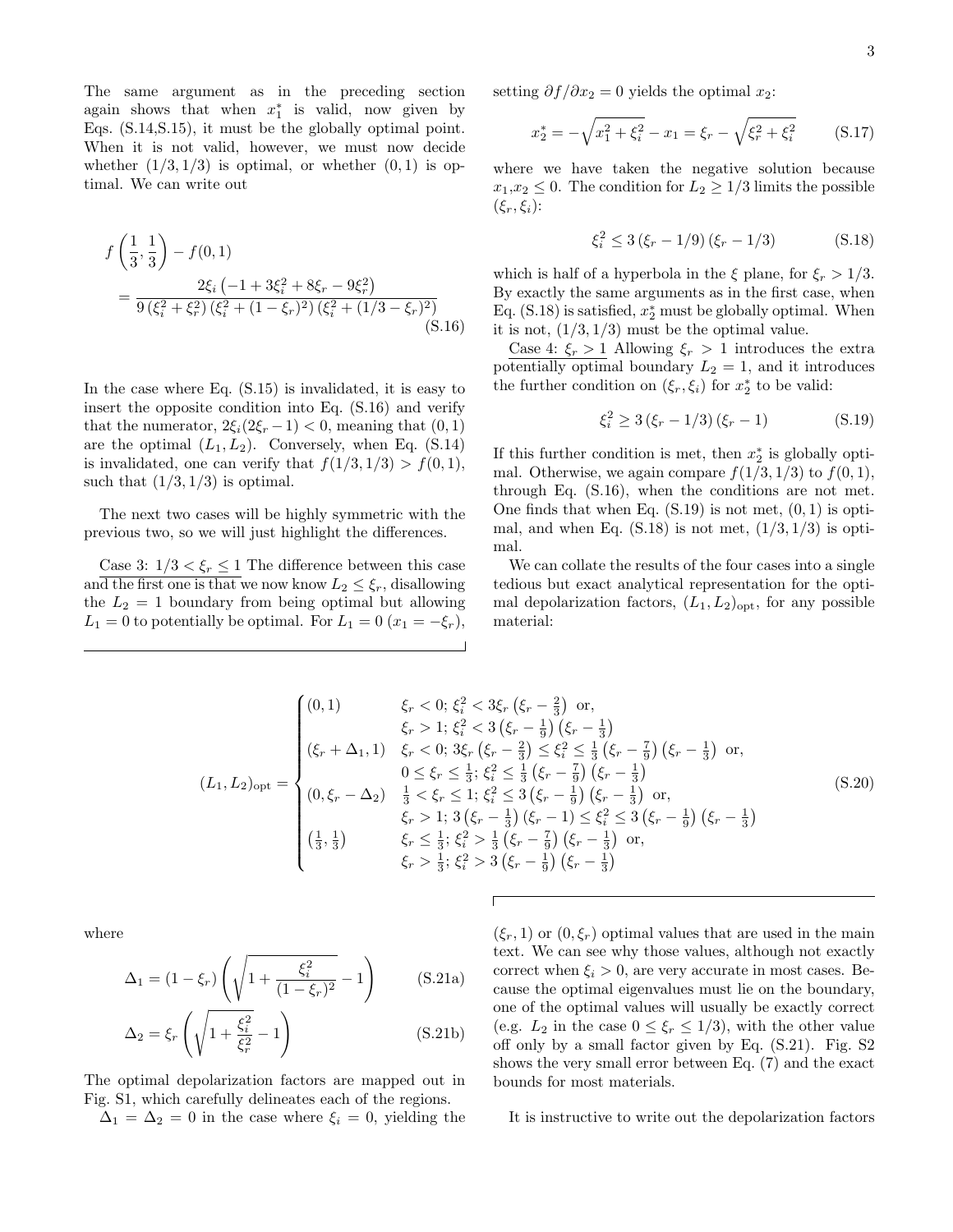The same argument as in the preceding section again shows that when $x_1^*$ is valid, now given by Eqs. (S.14,S.15), it must be the globally optimal point. When it is not valid, however, we must now decide whether $(1/3, 1/3)$ is optimal, or whether $(0, 1)$ is optimal. We can write out

$$
\begin{aligned}
& f\left(\frac{1}{3}, \frac{1}{3}\right) - f(0,1) \\
&= \frac{2\xi_i\left(-1 + 3\xi_i^2 + 8\xi_r - 9\xi_r^2\right)}{9\left(\xi_i^2 + \xi_r^2\right)\left(\xi_i^2 + (1-\xi_r)^2\right)\left(\xi_i^2 + (1/3 - \xi_r)^2\right)}
\end{aligned}
\tag{S.16}
$$

In the case where Eq. (S.15) is invalidated, it is easy to insert the opposite condition into Eq. (S.16) and verify that the numerator, $2\xi_i(2\xi_r - 1) < 0$, meaning that $(0, 1)$ are the optimal $(L_1, L_2)$. Conversely, when Eq. (S.14) is invalidated, one can verify that $f(1/3, 1/3) > f(0, 1)$, such that $(1/3, 1/3)$ is optimal.

The next two cases will be highly symmetric with the previous two, so we will just highlight the differences.

<u>Case 3: $1/3 < \xi_r \le 1$</u> The difference between this case and the first one is that we now know $L_2 \le \xi_r$, disallowing the $L_2 = 1$ boundary from being optimal but allowing $L_1 = 0$ to potentially be optimal. For $L_1 = 0$ ($x_1 = -\xi_r$), setting $\partial f/\partial x_2 = 0$ yields the optimal $x_2$:

$$
x_2^* = -\sqrt{x_1^2 + \xi_i^2} - x_1 = \xi_r - \sqrt{\xi_r^2 + \xi_i^2} \tag{S.17}
$$

where we have taken the negative solution because $x_1, x_2 \le 0$. The condition for $L_2 \ge 1/3$ limits the possible $(\xi_r, \xi_i)$:

$$
\xi_i^2 \le 3\left(\xi_r - 1/9\right)\left(\xi_r - 1/3\right) \tag{S.18}
$$

which is half of a hyperbola in the $\xi$ plane, for $\xi_r > 1/3$. By exactly the same arguments as in the first case, when Eq. (S.18) is satisfied, $x_2^*$ must be globally optimal. When it is not, $(1/3, 1/3)$ must be the optimal value.

<u>Case 4: $\xi_r > 1$</u> Allowing $\xi_r > 1$ introduces the extra potentially optimal boundary $L_2 = 1$, and it introduces the further condition on $(\xi_r, \xi_i)$ for $x_2^*$ to be valid:

$$
\xi_i^2 \ge 3\left(\xi_r - 1/3\right)\left(\xi_r - 1\right) \tag{S.19}
$$

If this further condition is met, then $x_2^*$ is globally optimal. Otherwise, we again compare $f(1/3, 1/3)$ to $f(0, 1)$, through Eq. (S.16), when the conditions are not met. One finds that when Eq. (S.19) is not met, $(0, 1)$ is optimal, and when Eq. (S.18) is not met, $(1/3, 1/3)$ is optimal.

We can collate the results of the four cases into a single tedious but exact analytical representation for the optimal depolarization factors, $(L_1, L_2)_{\text{opt}}$, for any possible material:

$$
(L_1, L_2)_{\text{opt}} =
\begin{cases}
(0, 1) & \xi_r < 0;\ \xi_i^2 < 3\xi_r\left(\xi_r - \frac{2}{3}\right) \text{ or,} \\
& \xi_r > 1;\ \xi_i^2 < 3\left(\xi_r - \frac{1}{9}\right)\left(\xi_r - \frac{1}{3}\right) \\
(\xi_r + \Delta_1, 1) & \xi_r < 0;\ 3\xi_r\left(\xi_r - \frac{2}{3}\right) \le \xi_i^2 \le \frac{1}{3}\left(\xi_r - \frac{7}{9}\right)\left(\xi_r - \frac{1}{3}\right) \text{ or,} \\
& 0 \le \xi_r \le \frac{1}{3};\ \xi_i^2 \le \frac{1}{3}\left(\xi_r - \frac{7}{9}\right)\left(\xi_r - \frac{1}{3}\right) \\
(0, \xi_r - \Delta_2) & \frac{1}{3} < \xi_r \le 1;\ \xi_i^2 \le 3\left(\xi_r - \frac{1}{9}\right)\left(\xi_r - \frac{1}{3}\right) \text{ or,} \\
& \xi_r > 1;\ 3\left(\xi_r - \frac{1}{3}\right)\left(\xi_r - 1\right) \le \xi_i^2 \le 3\left(\xi_r - \frac{1}{9}\right)\left(\xi_r - \frac{1}{3}\right) \\
\left(\frac{1}{3}, \frac{1}{3}\right) & \xi_r \le \frac{1}{3};\ \xi_i^2 > \frac{1}{3}\left(\xi_r - \frac{7}{9}\right)\left(\xi_r - \frac{1}{3}\right) \text{ or,} \\
& \xi_r > \frac{1}{3};\ \xi_i^2 > 3\left(\xi_r - \frac{1}{9}\right)\left(\xi_r - \frac{1}{3}\right)
\end{cases}
\tag{S.20}
$$

where

$$
\Delta_1 = (1 - \xi_r)\left(\sqrt{1 + \frac{\xi_i^2}{(1-\xi_r)^2}} - 1\right) \tag{S.21a}
$$

$$
\Delta_2 = \xi_r\left(\sqrt{1 + \frac{\xi_i^2}{\xi_r^2}} - 1\right) \tag{S.21b}
$$

The optimal depolarization factors are mapped out in Fig. S1, which carefully delineates each of the regions.

$\Delta_1 = \Delta_2 = 0$ in the case where $\xi_i = 0$, yielding the $(\xi_r, 1)$ or $(0, \xi_r)$ optimal values that are used in the main text. We can see why those values, although not exactly correct when $\xi_i > 0$, are very accurate in most cases. Because the optimal eigenvalues must lie on the boundary, one of the optimal values will usually be exactly correct (e.g. $L_2$ in the case $0 \le \xi_r \le 1/3$), with the other value off only by a small factor given by Eq. (S.21). Fig. S2 shows the very small error between Eq. (7) and the exact bounds for most materials.

It is instructive to write out the depolarization factors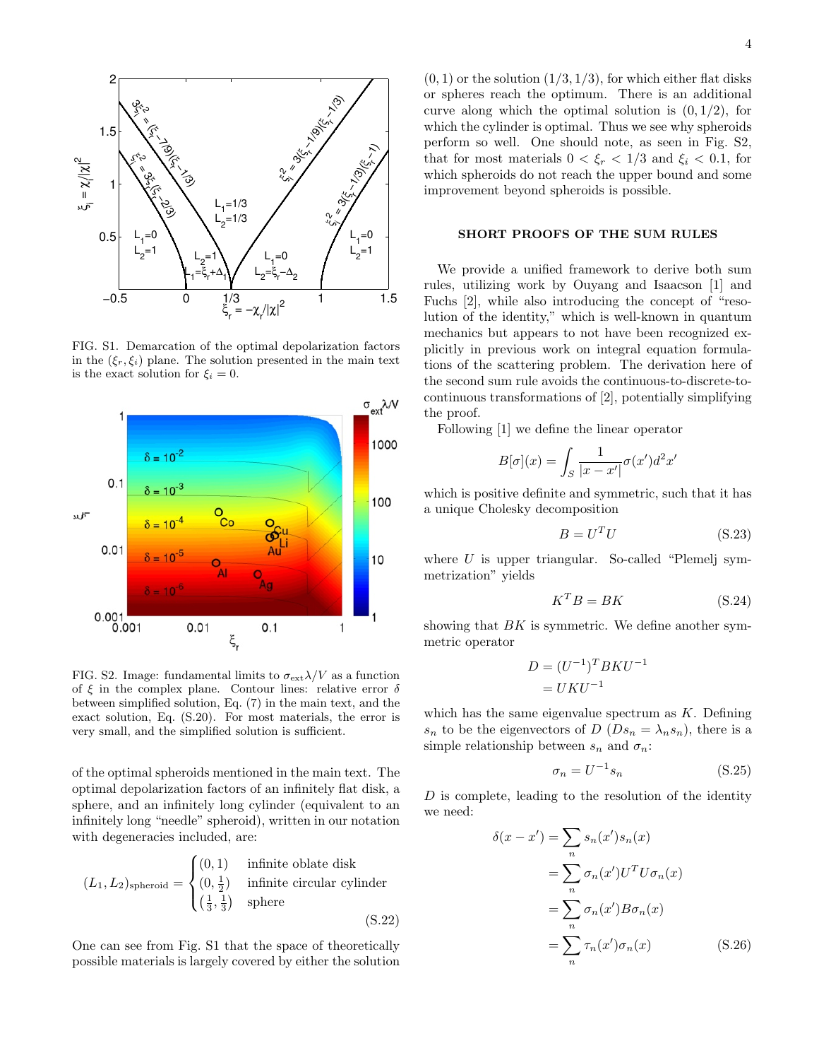FIG. S1. Demarcation of the optimal depolarization factors in the $(\xi_r, \xi_i)$ plane. The solution presented in the main text is the exact solution for $\xi_i = 0$.

FIG. S2. Image: fundamental limits to $\sigma_{\rm ext}\lambda/V$ as a function of $\xi$ in the complex plane. Contour lines: relative error $\delta$ between simplified solution, Eq. (7) in the main text, and the exact solution, Eq. (S.20). For most materials, the error is very small, and the simplified solution is sufficient.

of the optimal spheroids mentioned in the main text. The optimal depolarization factors of an infinitely flat disk, a sphere, and an infinitely long cylinder (equivalent to an infinitely long "needle" spheroid), written in our notation with degeneracies included, are:

$$
(L_1, L_2)_{\rm spheroid} = \begin{cases} (0,1) & \text{infinite oblate disk} \\ (0, \frac{1}{2}) & \text{infinite circular cylinder} \\ (\frac{1}{3}, \frac{1}{3}) & \text{sphere} \end{cases} \tag{S.22}
$$

One can see from Fig. S1 that the space of theoretically possible materials is largely covered by either the solution $(0,1)$ or the solution $(1/3, 1/3)$, for which either flat disks or spheres reach the optimum. There is an additional curve along which the optimal solution is $(0, 1/2)$, for which the cylinder is optimal. Thus we see why spheroids perform so well. One should note, as seen in Fig. S2, that for most materials $0 < \xi_r < 1/3$ and $\xi_i < 0.1$, for which spheroids do not reach the upper bound and some improvement beyond spheroids is possible.

## SHORT PROOFS OF THE SUM RULES

We provide a unified framework to derive both sum rules, utilizing work by Ouyang and Isaacson [1] and Fuchs [2], while also introducing the concept of "resolution of the identity," which is well-known in quantum mechanics but appears to not have been recognized explicitly in previous work on integral equation formulations of the scattering problem. The derivation here of the second sum rule avoids the continuous-to-discrete-to-continuous transformations of [2], potentially simplifying the proof.

Following [1] we define the linear operator

$$
B[\sigma](x) = \int_S \frac{1}{|x - x'|} \sigma(x') d^2x'
$$

which is positive definite and symmetric, such that it has a unique Cholesky decomposition

$$
B = U^T U \tag{S.23}
$$

where $U$ is upper triangular. So-called "Plemelj symmetrization" yields

$$
K^T B = BK \tag{S.24}
$$

showing that $BK$ is symmetric. We define another symmetric operator

$$
\begin{aligned}
D &= (U^{-1})^T BKU^{-1} \\
&= UKU^{-1}
\end{aligned}
$$

which has the same eigenvalue spectrum as $K$. Defining $s_n$ to be the eigenvectors of $D$ ($Ds_n = \lambda_n s_n$), there is a simple relationship between $s_n$ and $\sigma_n$:

$$
\sigma_n = U^{-1} s_n \tag{S.25}
$$

$D$ is complete, leading to the resolution of the identity we need:

$$
\begin{aligned}
\delta(x - x') &= \sum_n s_n(x') s_n(x) \\
&= \sum_n \sigma_n(x') U^T U \sigma_n(x) \\
&= \sum_n \sigma_n(x') B \sigma_n(x) \\
&= \sum_n \tau_n(x') \sigma_n(x)
\end{aligned} \tag{S.26}
$$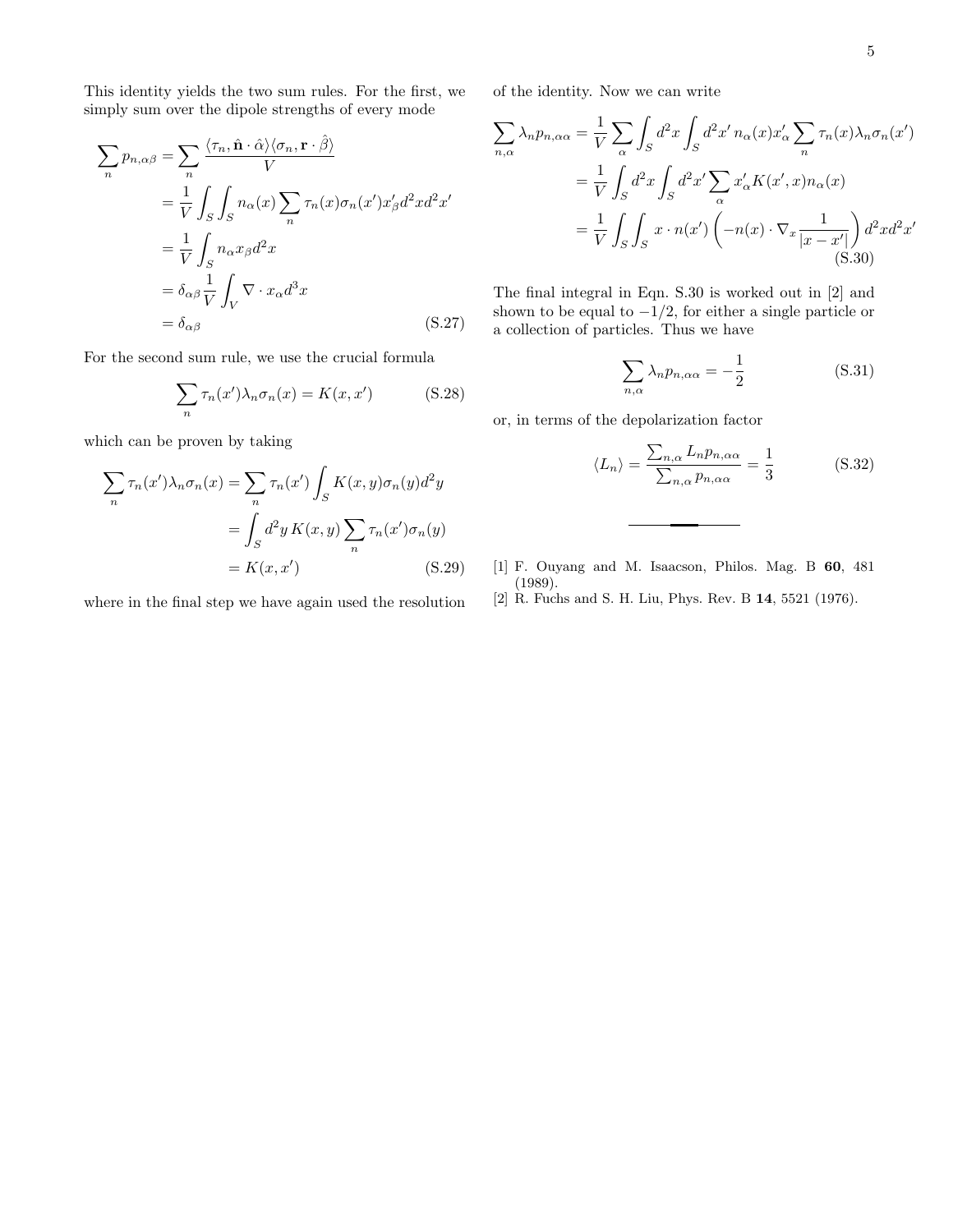This identity yields the two sum rules. For the first, we simply sum over the dipole strengths of every mode

$$
\begin{aligned}
\sum_n p_{n,\alpha\beta} &= \sum_n \frac{\langle \tau_n, \hat{\mathbf{n}} \cdot \hat{\alpha} \rangle \langle \sigma_n, \mathbf{r} \cdot \hat{\beta} \rangle}{V} \\
&= \frac{1}{V} \int_S \int_S n_\alpha(x) \sum_n \tau_n(x) \sigma_n(x') x'_\beta d^2x d^2x' \\
&= \frac{1}{V} \int_S n_\alpha x_\beta d^2x \\
&= \delta_{\alpha\beta} \frac{1}{V} \int_V \nabla \cdot x_\alpha d^3x \\
&= \delta_{\alpha\beta}
\end{aligned} \tag{S.27}
$$

For the second sum rule, we use the crucial formula

$$
\sum_n \tau_n(x') \lambda_n \sigma_n(x) = K(x, x') \tag{S.28}
$$

which can be proven by taking

$$
\begin{aligned}
\sum_n \tau_n(x') \lambda_n \sigma_n(x) &= \sum_n \tau_n(x') \int_S K(x, y) \sigma_n(y) d^2y \\
&= \int_S d^2y \, K(x, y) \sum_n \tau_n(x') \sigma_n(y) \\
&= K(x, x')
\end{aligned} \tag{S.29}
$$

where in the final step we have again used the resolution of the identity. Now we can write

$$
\begin{aligned}
\sum_{n,\alpha} \lambda_n p_{n,\alpha\alpha} &= \frac{1}{V} \sum_\alpha \int_S d^2x \int_S d^2x' \, n_\alpha(x) x'_\alpha \sum_n \tau_n(x) \lambda_n \sigma_n(x') \\
&= \frac{1}{V} \int_S d^2x \int_S d^2x' \sum_\alpha x'_\alpha K(x', x) n_\alpha(x) \\
&= \frac{1}{V} \int_S \int_S x \cdot n(x') \left( -n(x) \cdot \nabla_x \frac{1}{|x - x'|} \right) d^2x d^2x'
\end{aligned} \tag{S.30}
$$

The final integral in Eqn. S.30 is worked out in [2] and shown to be equal to $-1/2$, for either a single particle or a collection of particles. Thus we have

$$
\sum_{n,\alpha} \lambda_n p_{n,\alpha\alpha} = -\frac{1}{2} \tag{S.31}
$$

or, in terms of the depolarization factor

$$
\langle L_n \rangle = \frac{\sum_{n,\alpha} L_n p_{n,\alpha\alpha}}{\sum_{n,\alpha} p_{n,\alpha\alpha}} = \frac{1}{3} \tag{S.32}
$$

---

[1] F. Ouyang and M. Isaacson, Philos. Mag. B **60**, 481 (1989).

[2] R. Fuchs and S. H. Liu, Phys. Rev. B **14**, 5521 (1976).